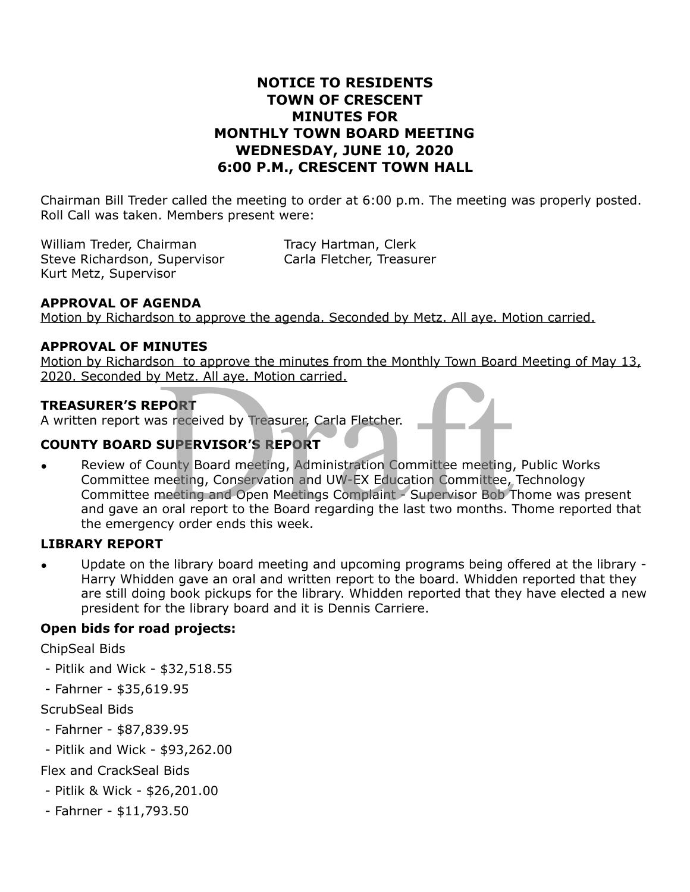# NOTICE TO RESIDENTS
# TOWN OF CRESCENT
# MINUTES FOR
# MONTHLY TOWN BOARD MEETING
# WEDNESDAY, JUNE 10, 2020
# 6:00 P.M., CRESCENT TOWN HALL

Chairman Bill Treder called the meeting to order at 6:00 p.m. The meeting was properly posted. Roll Call was taken. Members present were:

William Treder, Chairman
Steve Richardson, Supervisor
Kurt Metz, Supervisor
Tracy Hartman, Clerk
Carla Fletcher, Treasurer

**APPROVAL OF AGENDA**

Motion by Richardson to approve the agenda. Seconded by Metz. All aye. Motion carried.

**APPROVAL OF MINUTES**

Motion by Richardson to approve the minutes from the Monthly Town Board Meeting of May 13, 2020. Seconded by Metz. All aye. Motion carried.

**TREASURER'S REPORT**

A written report was received by Treasurer, Carla Fletcher.

**COUNTY BOARD SUPERVISOR'S REPORT**

- Review of County Board meeting, Administration Committee meeting, Public Works Committee meeting, Conservation and UW-EX Education Committee, Technology Committee meeting and Open Meetings Complaint - Supervisor Bob Thome was present and gave an oral report to the Board regarding the last two months. Thome reported that the emergency order ends this week.

**LIBRARY REPORT**

- Update on the library board meeting and upcoming programs being offered at the library - Harry Whidden gave an oral and written report to the board. Whidden reported that they are still doing book pickups for the library. Whidden reported that they have elected a new president for the library board and it is Dennis Carriere.

**Open bids for road projects:**

ChipSeal Bids

- Pitlik and Wick - $32,518.55
- Fahrner - $35,619.95

ScrubSeal Bids

- Fahrner - $87,839.95
- Pitlik and Wick - $93,262.00

Flex and CrackSeal Bids

- Pitlik & Wick - $26,201.00
- Fahrner - $11,793.50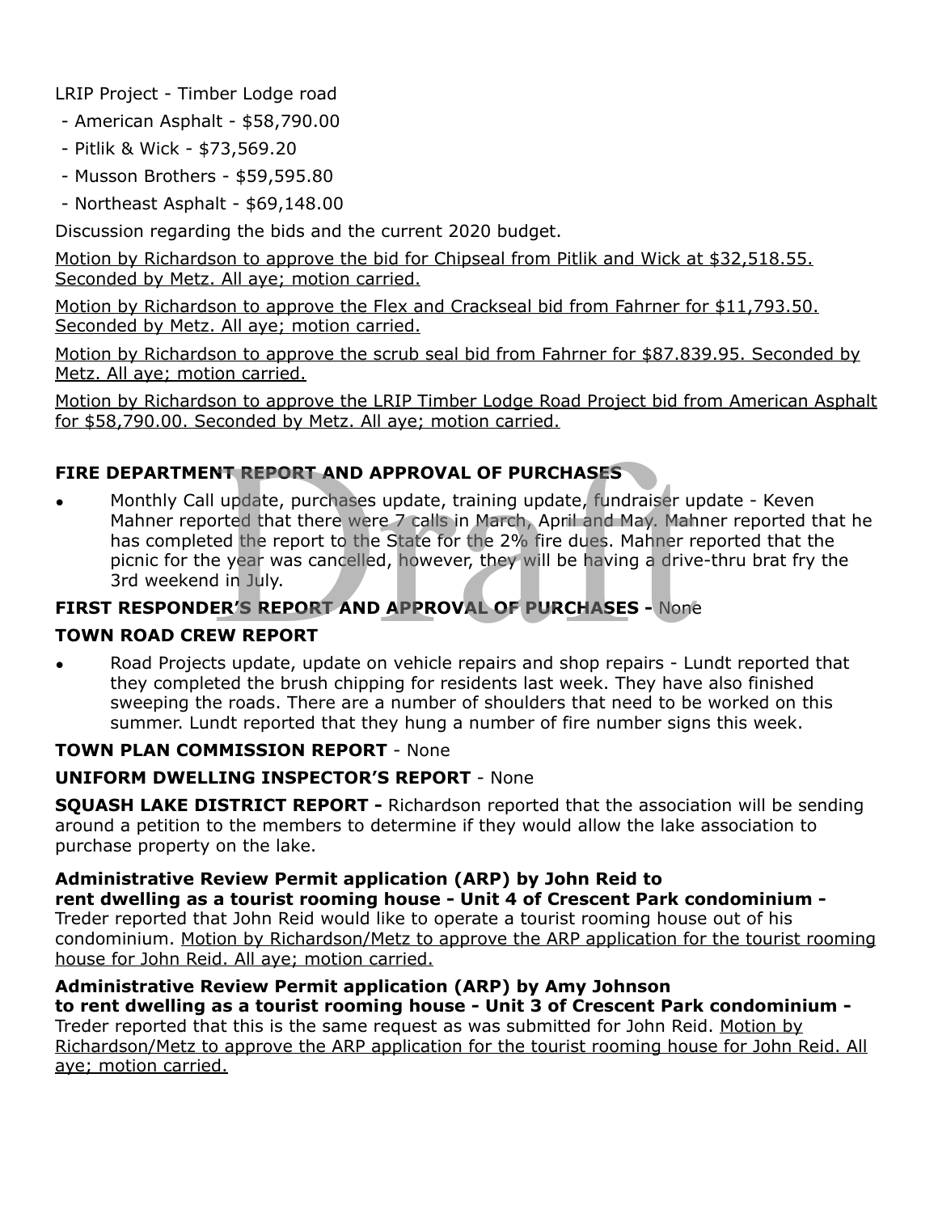LRIP Project - Timber Lodge road

- American Asphalt - $58,790.00
- Pitlik & Wick - $73,569.20
- Musson Brothers - $59,595.80
- Northeast Asphalt - $69,148.00

Discussion regarding the bids and the current 2020 budget.

Motion by Richardson to approve the bid for Chipseal from Pitlik and Wick at $32,518.55. Seconded by Metz. All aye; motion carried.

Motion by Richardson to approve the Flex and Crackseal bid from Fahrner for $11,793.50. Seconded by Metz. All aye; motion carried.

Motion by Richardson to approve the scrub seal bid from Fahrner for $87.839.95. Seconded by Metz. All aye; motion carried.

Motion by Richardson to approve the LRIP Timber Lodge Road Project bid from American Asphalt for $58,790.00. Seconded by Metz. All aye; motion carried.

**FIRE DEPARTMENT REPORT AND APPROVAL OF PURCHASES**

- Monthly Call update, purchases update, training update, fundraiser update - Keven Mahner reported that there were 7 calls in March, April and May. Mahner reported that he has completed the report to the State for the 2% fire dues. Mahner reported that the picnic for the year was cancelled, however, they will be having a drive-thru brat fry the 3rd weekend in July.

**FIRST RESPONDER'S REPORT AND APPROVAL OF PURCHASES -** None

**TOWN ROAD CREW REPORT**

- Road Projects update, update on vehicle repairs and shop repairs - Lundt reported that they completed the brush chipping for residents last week. They have also finished sweeping the roads. There are a number of shoulders that need to be worked on this summer. Lundt reported that they hung a number of fire number signs this week.

**TOWN PLAN COMMISSION REPORT** - None

**UNIFORM DWELLING INSPECTOR'S REPORT** - None

**SQUASH LAKE DISTRICT REPORT -** Richardson reported that the association will be sending around a petition to the members to determine if they would allow the lake association to purchase property on the lake.

**Administrative Review Permit application (ARP) by John Reid to rent dwelling as a tourist rooming house - Unit 4 of Crescent Park condominium -** Treder reported that John Reid would like to operate a tourist rooming house out of his condominium. Motion by Richardson/Metz to approve the ARP application for the tourist rooming house for John Reid. All aye; motion carried.

**Administrative Review Permit application (ARP) by Amy Johnson to rent dwelling as a tourist rooming house - Unit 3 of Crescent Park condominium -** Treder reported that this is the same request as was submitted for John Reid. Motion by Richardson/Metz to approve the ARP application for the tourist rooming house for John Reid. All aye; motion carried.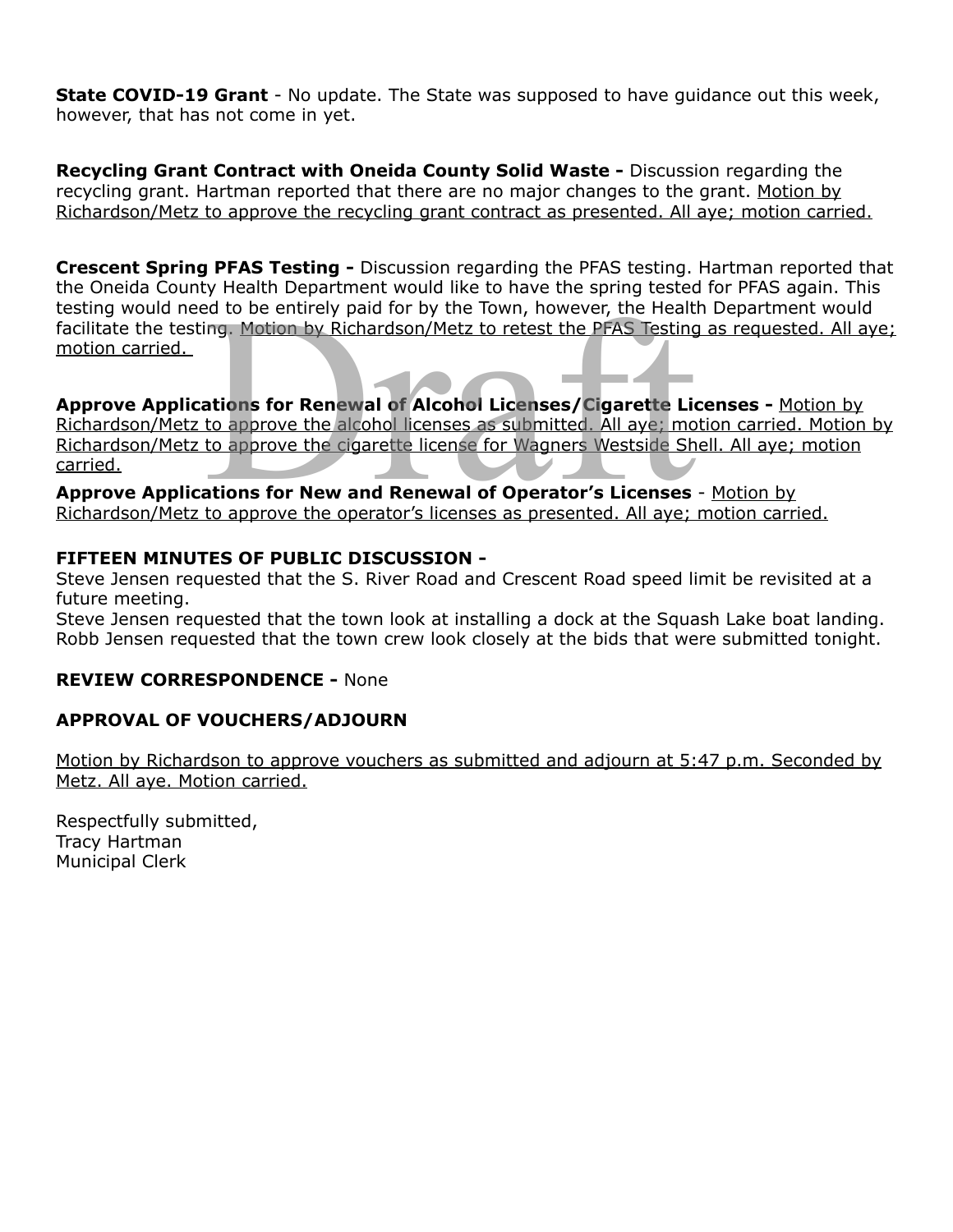**State COVID-19 Grant** - No update. The State was supposed to have guidance out this week, however, that has not come in yet.

**Recycling Grant Contract with Oneida County Solid Waste -** Discussion regarding the recycling grant. Hartman reported that there are no major changes to the grant. <u>Motion by Richardson/Metz to approve the recycling grant contract as presented. All aye; motion carried.</u>

**Crescent Spring PFAS Testing -** Discussion regarding the PFAS testing. Hartman reported that the Oneida County Health Department would like to have the spring tested for PFAS again. This testing would need to be entirely paid for by the Town, however, the Health Department would facilitate the testing. <u>Motion by Richardson/Metz to retest the PFAS Testing as requested. All aye; motion carried.</u>

**Approve Applications for Renewal of Alcohol Licenses/Cigarette Licenses -** <u>Motion by Richardson/Metz to approve the alcohol licenses as submitted. All aye; motion carried. Motion by Richardson/Metz to approve the cigarette license for Wagners Westside Shell. All aye; motion carried.</u>

**Approve Applications for New and Renewal of Operator's Licenses** - <u>Motion by Richardson/Metz to approve the operator's licenses as presented. All aye; motion carried.</u>

**FIFTEEN MINUTES OF PUBLIC DISCUSSION -**

Steve Jensen requested that the S. River Road and Crescent Road speed limit be revisited at a future meeting.
Steve Jensen requested that the town look at installing a dock at the Squash Lake boat landing.
Robb Jensen requested that the town crew look closely at the bids that were submitted tonight.

**REVIEW CORRESPONDENCE -** None

**APPROVAL OF VOUCHERS/ADJOURN**

<u>Motion by Richardson to approve vouchers as submitted and adjourn at 5:47 p.m. Seconded by Metz. All aye. Motion carried.</u>

Respectfully submitted,
Tracy Hartman
Municipal Clerk